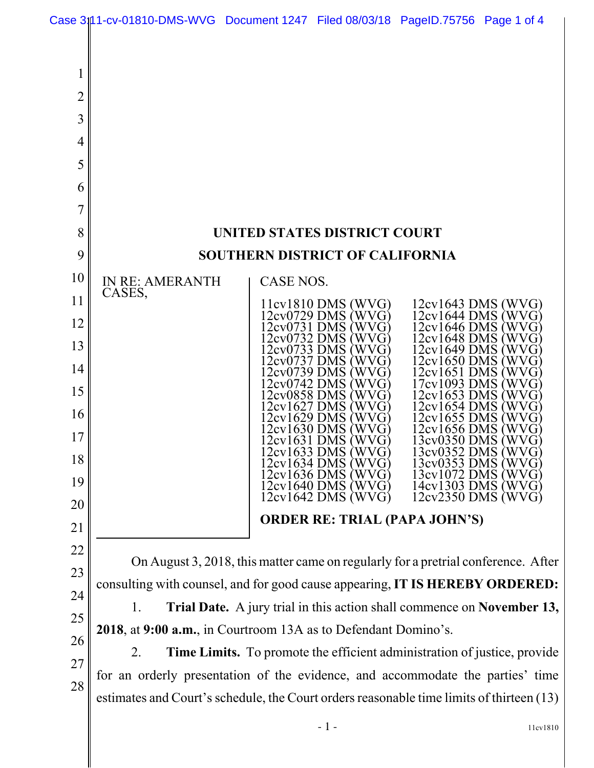# UNITED STATES DISTRICT COURT
# SOUTHERN DISTRICT OF CALIFORNIA

IN RE: AMERANTH CASES,

CASE NOS.

11cv1810 DMS (WVG)
12cv0729 DMS (WVG)
12cv0731 DMS (WVG)
12cv0732 DMS (WVG)
12cv0733 DMS (WVG)
12cv0737 DMS (WVG)
12cv0739 DMS (WVG)
12cv0742 DMS (WVG)
12cv0858 DMS (WVG)
12cv1627 DMS (WVG)
12cv1629 DMS (WVG)
12cv1630 DMS (WVG)
12cv1631 DMS (WVG)
12cv1633 DMS (WVG)
12cv1634 DMS (WVG)
12cv1636 DMS (WVG)
12cv1640 DMS (WVG)
12cv1642 DMS (WVG)
12cv1643 DMS (WVG)
12cv1644 DMS (WVG)
12cv1646 DMS (WVG)
12cv1648 DMS (WVG)
12cv1649 DMS (WVG)
12cv1650 DMS (WVG)
12cv1651 DMS (WVG)
17cv1093 DMS (WVG)
12cv1653 DMS (WVG)
12cv1654 DMS (WVG)
12cv1655 DMS (WVG)
12cv1656 DMS (WVG)
13cv0350 DMS (WVG)
13cv0352 DMS (WVG)
13cv0353 DMS (WVG)
13cv1072 DMS (WVG)
14cv1303 DMS (WVG)
12cv2350 DMS (WVG)

**ORDER RE: TRIAL (PAPA JOHN'S)**

On August 3, 2018, this matter came on regularly for a pretrial conference. After consulting with counsel, and for good cause appearing, **IT IS HEREBY ORDERED:**

1. **Trial Date.** A jury trial in this action shall commence on **November 13, 2018**, at **9:00 a.m.**, in Courtroom 13A as to Defendant Domino's.

2. **Time Limits.** To promote the efficient administration of justice, provide for an orderly presentation of the evidence, and accommodate the parties' time estimates and Court's schedule, the Court orders reasonable time limits of thirteen (13)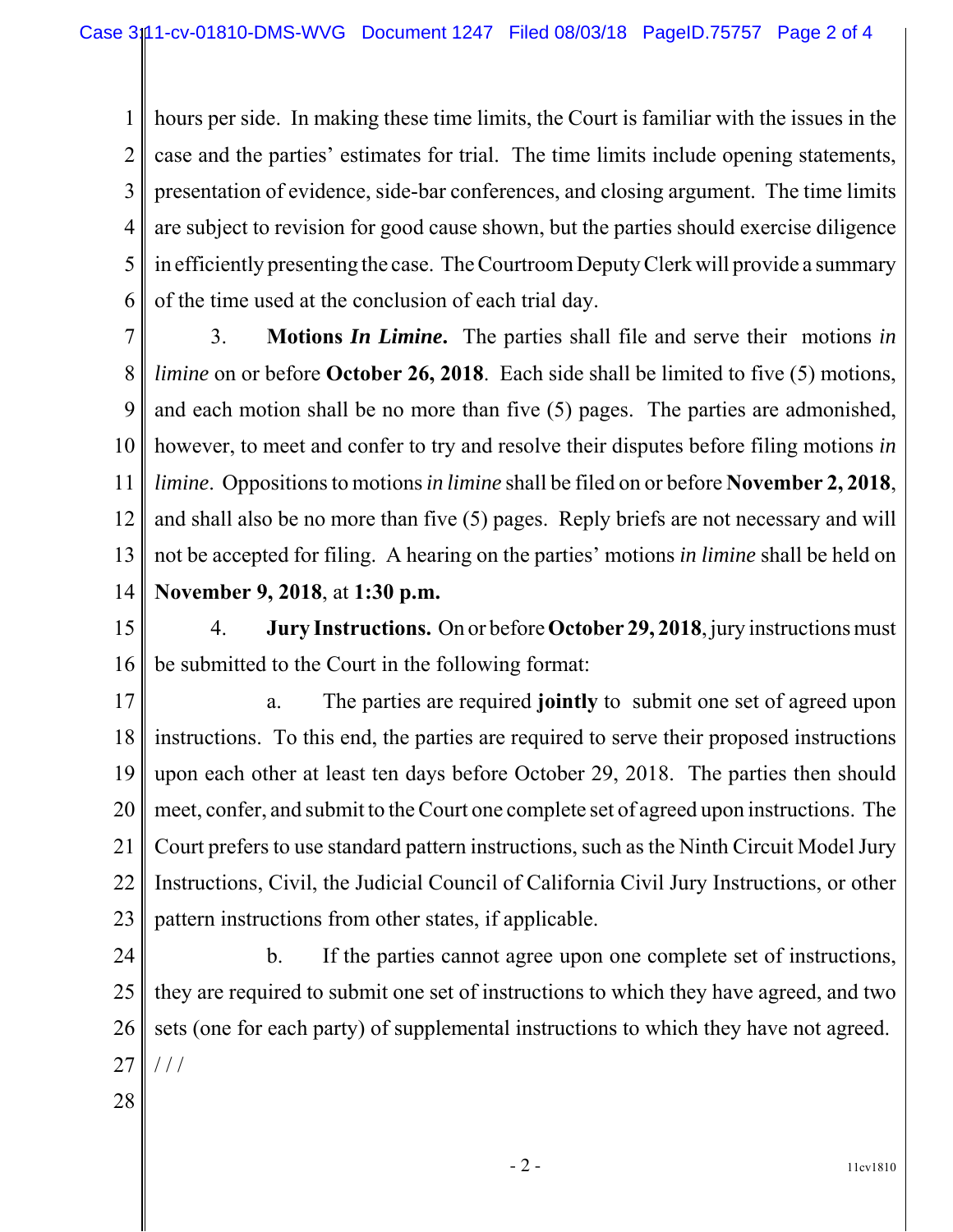hours per side. In making these time limits, the Court is familiar with the issues in the case and the parties' estimates for trial. The time limits include opening statements, presentation of evidence, side-bar conferences, and closing argument. The time limits are subject to revision for good cause shown, but the parties should exercise diligence in efficiently presenting the case. The Courtroom Deputy Clerk will provide a summary of the time used at the conclusion of each trial day.

3. **Motions *In Limine*.** The parties shall file and serve their motions *in limine* on or before **October 26, 2018**. Each side shall be limited to five (5) motions, and each motion shall be no more than five (5) pages. The parties are admonished, however, to meet and confer to try and resolve their disputes before filing motions *in limine*. Oppositions to motions *in limine* shall be filed on or before **November 2, 2018**, and shall also be no more than five (5) pages. Reply briefs are not necessary and will not be accepted for filing. A hearing on the parties' motions *in limine* shall be held on **November 9, 2018**, at **1:30 p.m.**

4. **Jury Instructions.** On or before **October 29, 2018**, jury instructions must be submitted to the Court in the following format:

a. The parties are required **jointly** to submit one set of agreed upon instructions. To this end, the parties are required to serve their proposed instructions upon each other at least ten days before October 29, 2018. The parties then should meet, confer, and submit to the Court one complete set of agreed upon instructions. The Court prefers to use standard pattern instructions, such as the Ninth Circuit Model Jury Instructions, Civil, the Judicial Council of California Civil Jury Instructions, or other pattern instructions from other states, if applicable.

b. If the parties cannot agree upon one complete set of instructions, they are required to submit one set of instructions to which they have agreed, and two sets (one for each party) of supplemental instructions to which they have not agreed.

/ / /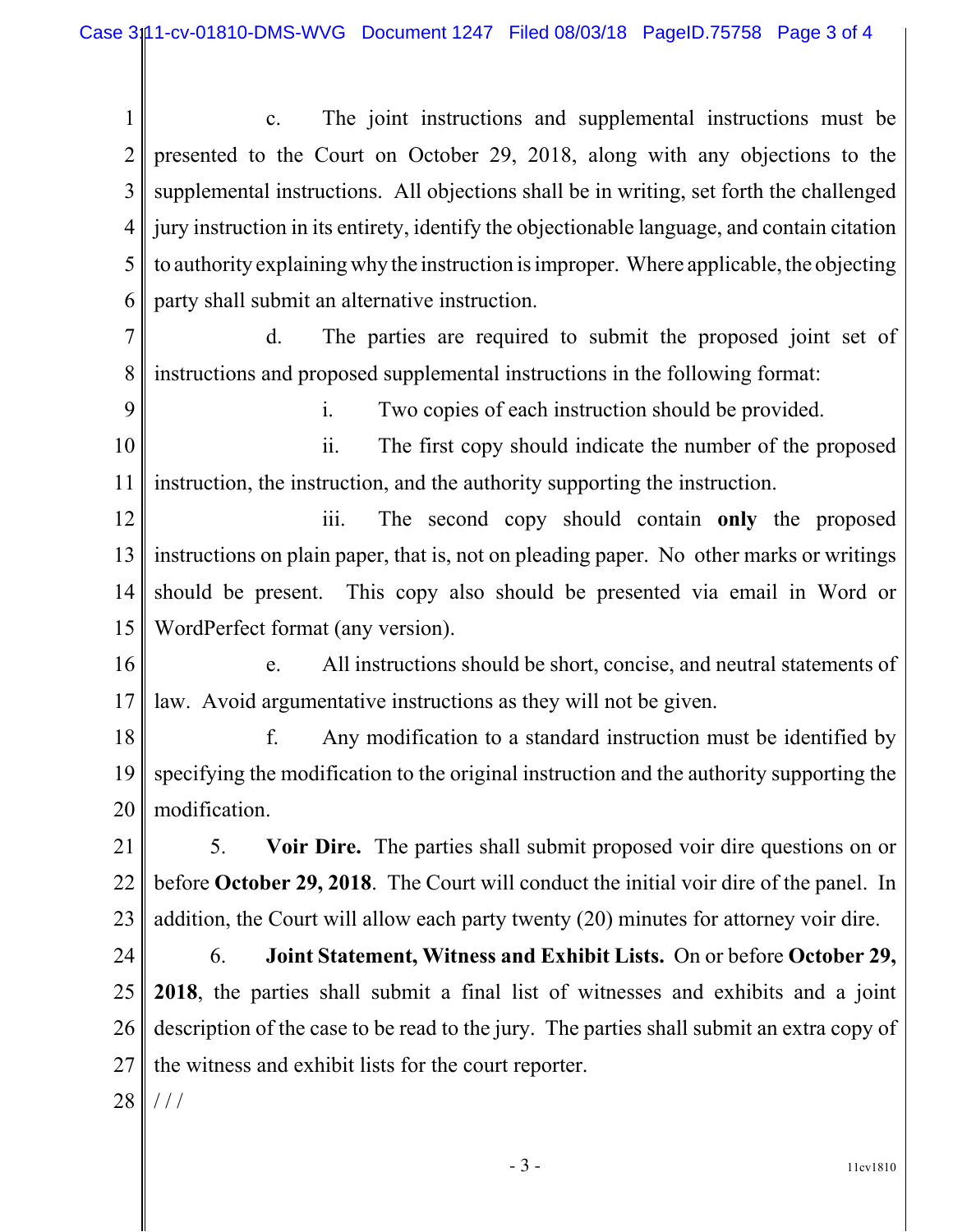c. The joint instructions and supplemental instructions must be presented to the Court on October 29, 2018, along with any objections to the supplemental instructions. All objections shall be in writing, set forth the challenged jury instruction in its entirety, identify the objectionable language, and contain citation to authority explaining why the instruction is improper. Where applicable, the objecting party shall submit an alternative instruction.

d. The parties are required to submit the proposed joint set of instructions and proposed supplemental instructions in the following format:

i. Two copies of each instruction should be provided.

ii. The first copy should indicate the number of the proposed instruction, the instruction, and the authority supporting the instruction.

iii. The second copy should contain **only** the proposed instructions on plain paper, that is, not on pleading paper. No other marks or writings should be present. This copy also should be presented via email in Word or WordPerfect format (any version).

e. All instructions should be short, concise, and neutral statements of law. Avoid argumentative instructions as they will not be given.

f. Any modification to a standard instruction must be identified by specifying the modification to the original instruction and the authority supporting the modification.

5. **Voir Dire.** The parties shall submit proposed voir dire questions on or before **October 29, 2018**. The Court will conduct the initial voir dire of the panel. In addition, the Court will allow each party twenty (20) minutes for attorney voir dire.

6. **Joint Statement, Witness and Exhibit Lists.** On or before **October 29, 2018**, the parties shall submit a final list of witnesses and exhibits and a joint description of the case to be read to the jury. The parties shall submit an extra copy of the witness and exhibit lists for the court reporter.

/ / /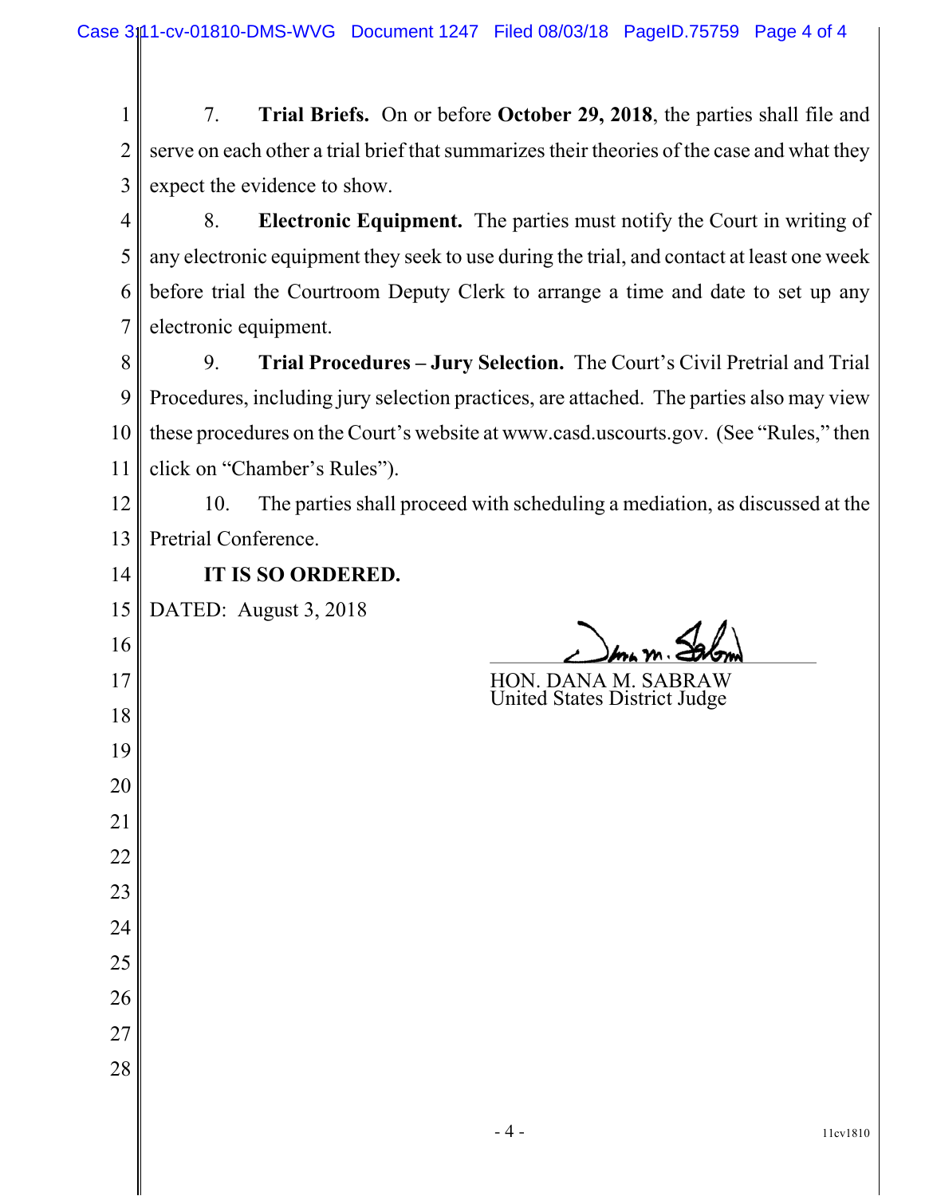7. **Trial Briefs.** On or before **October 29, 2018**, the parties shall file and serve on each other a trial brief that summarizes their theories of the case and what they expect the evidence to show.

8. **Electronic Equipment.** The parties must notify the Court in writing of any electronic equipment they seek to use during the trial, and contact at least one week before trial the Courtroom Deputy Clerk to arrange a time and date to set up any electronic equipment.

9. **Trial Procedures – Jury Selection.** The Court's Civil Pretrial and Trial Procedures, including jury selection practices, are attached. The parties also may view these procedures on the Court's website at www.casd.uscourts.gov. (See "Rules," then click on "Chamber's Rules").

10. The parties shall proceed with scheduling a mediation, as discussed at the Pretrial Conference.

**IT IS SO ORDERED.**

DATED: August 3, 2018

HON. DANA M. SABRAW
United States District Judge